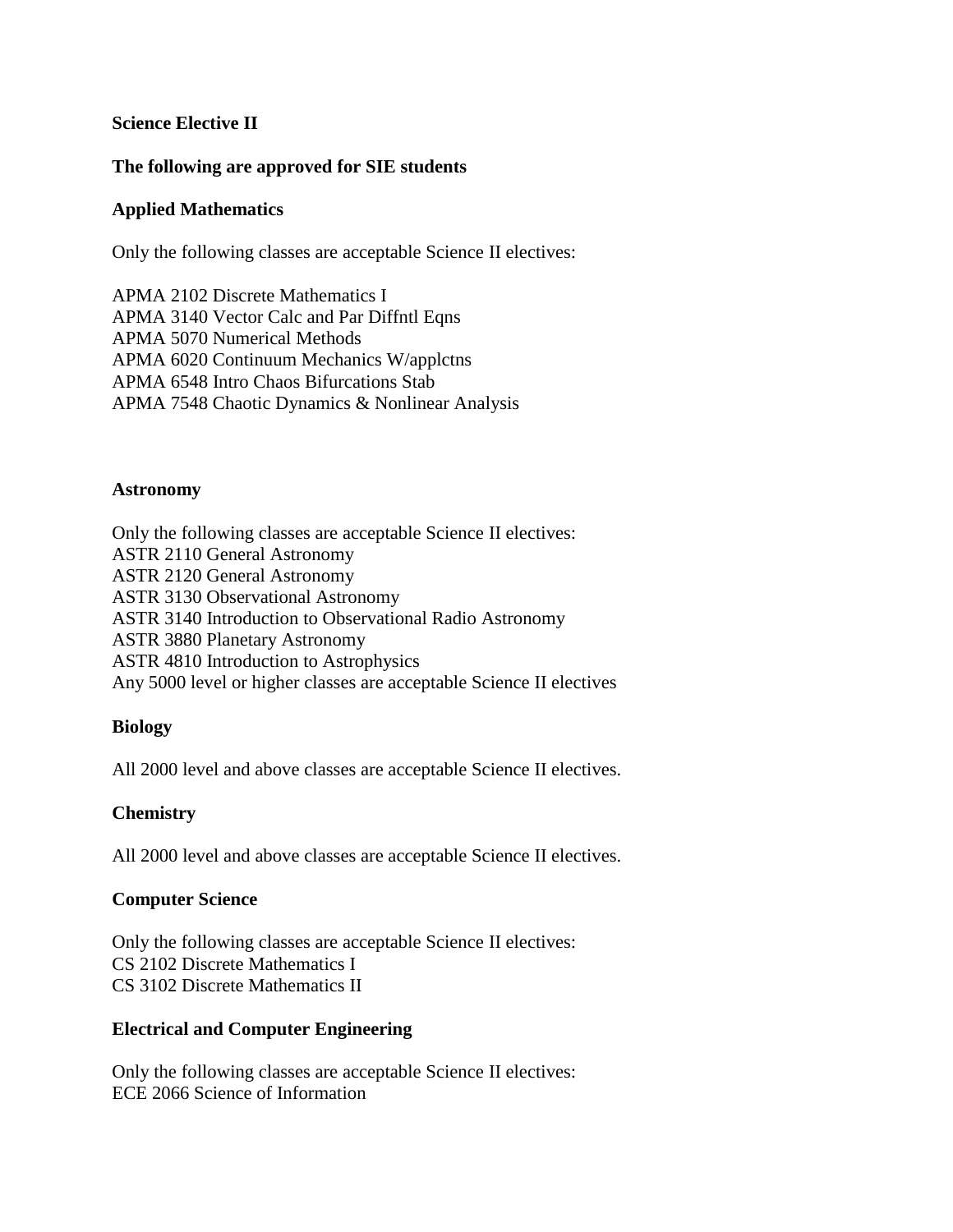**Science Elective II**

**The following are approved for SIE students**

**Applied Mathematics**

Only the following classes are acceptable Science II electives:

APMA 2102 Discrete Mathematics I
APMA 3140 Vector Calc and Par Diffntl Eqns
APMA 5070 Numerical Methods
APMA 6020 Continuum Mechanics W/applctns
APMA 6548 Intro Chaos Bifurcations Stab
APMA 7548 Chaotic Dynamics & Nonlinear Analysis

**Astronomy**

Only the following classes are acceptable Science II electives:
ASTR 2110 General Astronomy
ASTR 2120 General Astronomy
ASTR 3130 Observational Astronomy
ASTR 3140 Introduction to Observational Radio Astronomy
ASTR 3880 Planetary Astronomy
ASTR 4810 Introduction to Astrophysics
Any 5000 level or higher classes are acceptable Science II electives

**Biology**

All 2000 level and above classes are acceptable Science II electives.

**Chemistry**

All 2000 level and above classes are acceptable Science II electives.

**Computer Science**

Only the following classes are acceptable Science II electives:
CS 2102 Discrete Mathematics I
CS 3102 Discrete Mathematics II

**Electrical and Computer Engineering**

Only the following classes are acceptable Science II electives:
ECE 2066 Science of Information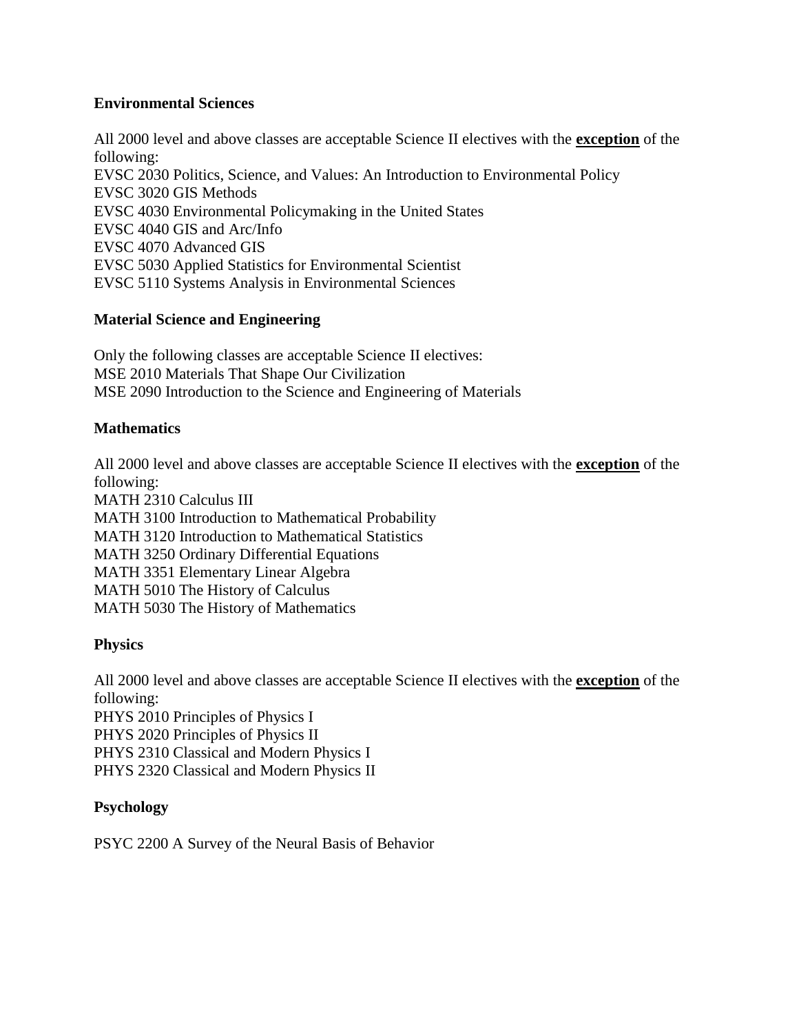**Environmental Sciences**

All 2000 level and above classes are acceptable Science II electives with the **exception** of the following:
EVSC 2030 Politics, Science, and Values: An Introduction to Environmental Policy
EVSC 3020 GIS Methods
EVSC 4030 Environmental Policymaking in the United States
EVSC 4040 GIS and Arc/Info
EVSC 4070 Advanced GIS
EVSC 5030 Applied Statistics for Environmental Scientist
EVSC 5110 Systems Analysis in Environmental Sciences

**Material Science and Engineering**

Only the following classes are acceptable Science II electives:
MSE 2010 Materials That Shape Our Civilization
MSE 2090 Introduction to the Science and Engineering of Materials

**Mathematics**

All 2000 level and above classes are acceptable Science II electives with the **exception** of the following:
MATH 2310 Calculus III
MATH 3100 Introduction to Mathematical Probability
MATH 3120 Introduction to Mathematical Statistics
MATH 3250 Ordinary Differential Equations
MATH 3351 Elementary Linear Algebra
MATH 5010 The History of Calculus
MATH 5030 The History of Mathematics

**Physics**

All 2000 level and above classes are acceptable Science II electives with the **exception** of the following:
PHYS 2010 Principles of Physics I
PHYS 2020 Principles of Physics II
PHYS 2310 Classical and Modern Physics I
PHYS 2320 Classical and Modern Physics II

**Psychology**

PSYC 2200 A Survey of the Neural Basis of Behavior